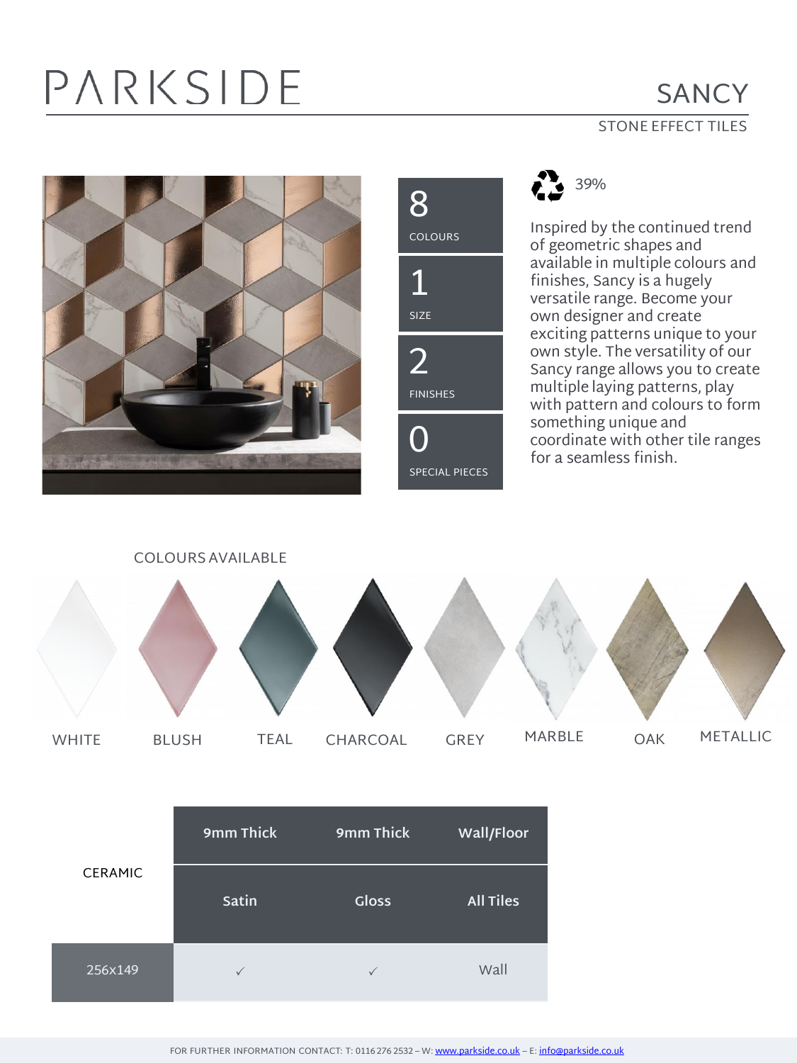# PARKSIDE

## SANCY

STONE EFFECT TILES

**8** COLOURS

**1** SIZE

**2** FINISHES

**0** SPECIAL PIECES

39%

Inspired by the continued trend of geometric shapes and available in multiple colours and finishes, Sancy is a hugely versatile range. Become your own designer and create exciting patterns unique to your own style. The versatility of our Sancy range allows you to create multiple laying patterns, play with pattern and colours to form something unique and coordinate with other tile ranges for a seamless finish.

### COLOURS AVAILABLE

WHITE, BLUSH, TEAL, CHARCOAL, GREY, MARBLE, OAK, METALLIC

| CERAMIC | 9mm Thick | 9mm Thick | Wall/Floor |
|---|---|---|---|
| | Satin | Gloss | All Tiles |
| 256x149 | ✓ | ✓ | Wall |

FOR FURTHER INFORMATION CONTACT: T: 0116 276 2532 – W: www.parkside.co.uk – E: info@parkside.co.uk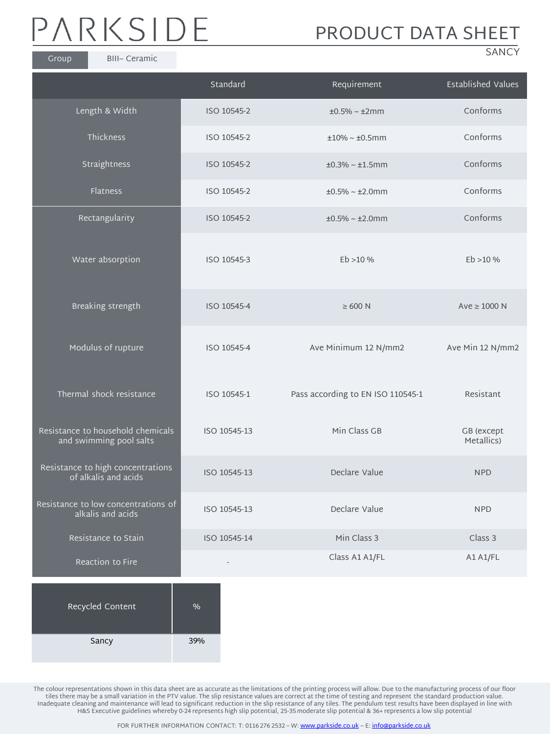# PARKSIDE

## PRODUCT DATA SHEET

SANCY

| Group | BIII– Ceramic |
|---|---|

| | Standard | Requirement | Established Values |
|---|---|---|---|
| Length & Width | ISO 10545-2 | ±0.5% ~ ±2mm | Conforms |
| Thickness | ISO 10545-2 | ±10% ~ ±0.5mm | Conforms |
| Straightness | ISO 10545-2 | ±0.3% ~ ±1.5mm | Conforms |
| Flatness | ISO 10545-2 | ±0.5% ~ ±2.0mm | Conforms |
| Rectangularity | ISO 10545-2 | ±0.5% ~ ±2.0mm | Conforms |
| Water absorption | ISO 10545-3 | Eb >10 % | Eb >10 % |
| Breaking strength | ISO 10545-4 | ≥ 600 N | Ave ≥ 1000 N |
| Modulus of rupture | ISO 10545-4 | Ave Minimum 12 N/mm2 | Ave Min 12 N/mm2 |
| Thermal shock resistance | ISO 10545-1 | Pass according to EN ISO 110545-1 | Resistant |
| Resistance to household chemicals and swimming pool salts | ISO 10545-13 | Min Class GB | GB (except Metallics) |
| Resistance to high concentrations of alkalis and acids | ISO 10545-13 | Declare Value | NPD |
| Resistance to low concentrations of alkalis and acids | ISO 10545-13 | Declare Value | NPD |
| Resistance to Stain | ISO 10545-14 | Min Class 3 | Class 3 |
| Reaction to Fire | - | Class A1 A1/FL | A1 A1/FL |

| Recycled Content | % |
|---|---|
| Sancy | 39% |

The colour representations shown in this data sheet are as accurate as the limitations of the printing process will allow. Due to the manufacturing process of our floor tiles there may be a small variation in the PTV value. The slip resistance values are correct at the time of testing and represent the standard production value. Inadequate cleaning and maintenance will lead to significant reduction in the slip resistance of any tiles. The pendulum test results have been displayed in line with H&S Executive guidelines whereby 0-24 represents high slip potential, 25-35 moderate slip potential & 36+ represents a low slip potential

FOR FURTHER INFORMATION CONTACT: T: 0116 276 2532 – W: www.parkside.co.uk – E: info@parkside.co.uk